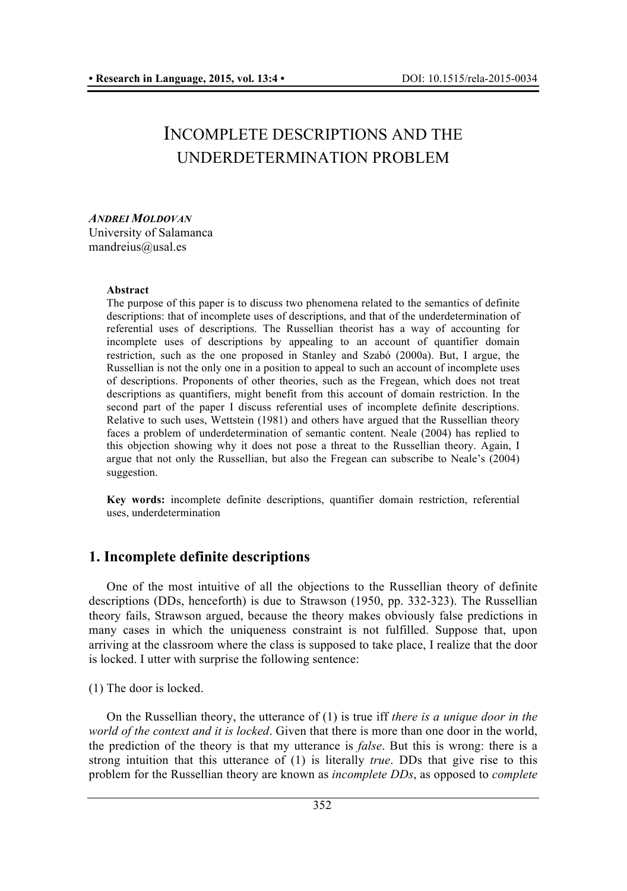# INCOMPLETE DESCRIPTIONS AND THE UNDERDETERMINATION PROBLEM

***ANDREI MOLDOVAN***
University of Salamanca
mandreius@usal.es

**Abstract**

The purpose of this paper is to discuss two phenomena related to the semantics of definite descriptions: that of incomplete uses of descriptions, and that of the underdetermination of referential uses of descriptions. The Russellian theorist has a way of accounting for incomplete uses of descriptions by appealing to an account of quantifier domain restriction, such as the one proposed in Stanley and Szabó (2000a). But, I argue, the Russellian is not the only one in a position to appeal to such an account of incomplete uses of descriptions. Proponents of other theories, such as the Fregean, which does not treat descriptions as quantifiers, might benefit from this account of domain restriction. In the second part of the paper I discuss referential uses of incomplete definite descriptions. Relative to such uses, Wettstein (1981) and others have argued that the Russellian theory faces a problem of underdetermination of semantic content. Neale (2004) has replied to this objection showing why it does not pose a threat to the Russellian theory. Again, I argue that not only the Russellian, but also the Fregean can subscribe to Neale's (2004) suggestion.

**Key words:** incomplete definite descriptions, quantifier domain restriction, referential uses, underdetermination

## 1. Incomplete definite descriptions

One of the most intuitive of all the objections to the Russellian theory of definite descriptions (DDs, henceforth) is due to Strawson (1950, pp. 332-323). The Russellian theory fails, Strawson argued, because the theory makes obviously false predictions in many cases in which the uniqueness constraint is not fulfilled. Suppose that, upon arriving at the classroom where the class is supposed to take place, I realize that the door is locked. I utter with surprise the following sentence:

(1) The door is locked.

On the Russellian theory, the utterance of (1) is true iff *there is a unique door in the world of the context and it is locked*. Given that there is more than one door in the world, the prediction of the theory is that my utterance is *false*. But this is wrong: there is a strong intuition that this utterance of (1) is literally *true*. DDs that give rise to this problem for the Russellian theory are known as *incomplete DDs*, as opposed to *complete*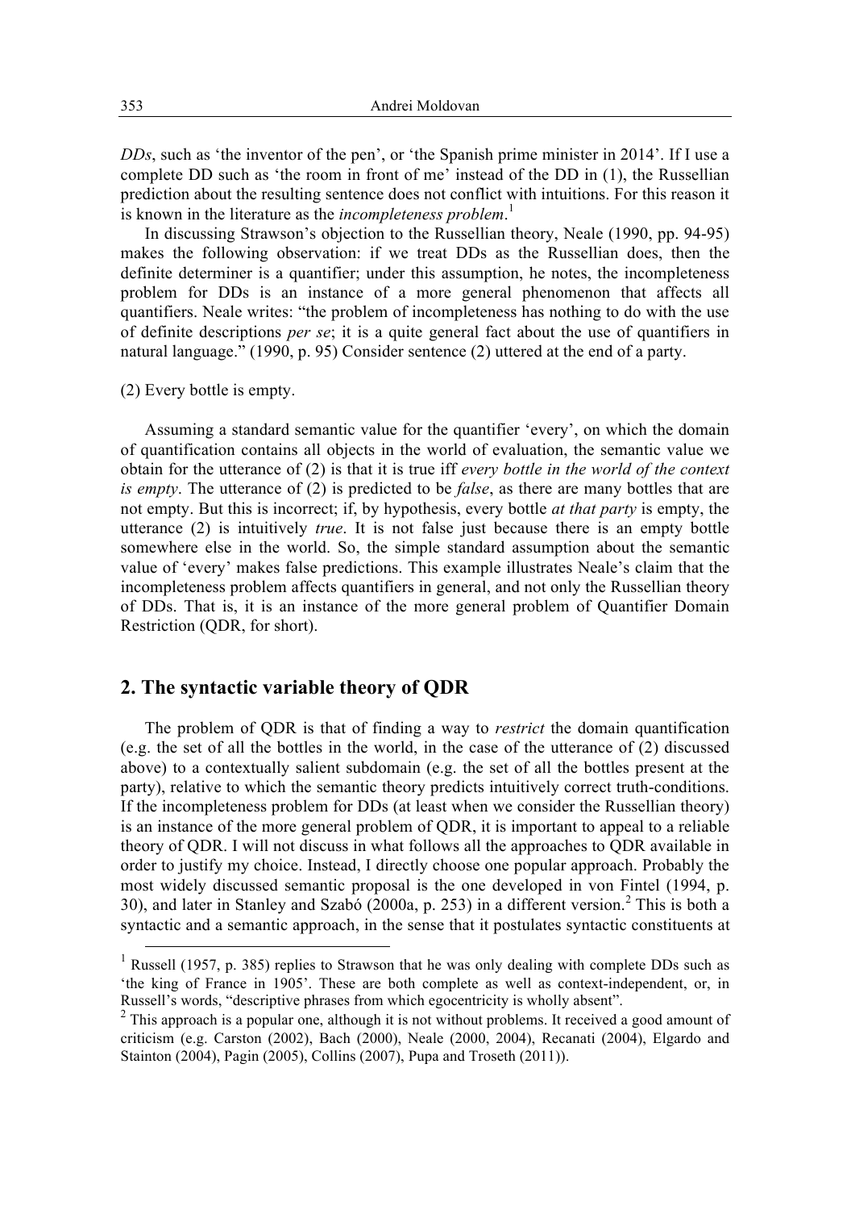*DDs*, such as 'the inventor of the pen', or 'the Spanish prime minister in 2014'. If I use a complete DD such as 'the room in front of me' instead of the DD in (1), the Russellian prediction about the resulting sentence does not conflict with intuitions. For this reason it is known in the literature as the *incompleteness problem*.[1]

In discussing Strawson's objection to the Russellian theory, Neale (1990, pp. 94-95) makes the following observation: if we treat DDs as the Russellian does, then the definite determiner is a quantifier; under this assumption, he notes, the incompleteness problem for DDs is an instance of a more general phenomenon that affects all quantifiers. Neale writes: "the problem of incompleteness has nothing to do with the use of definite descriptions *per se*; it is a quite general fact about the use of quantifiers in natural language." (1990, p. 95) Consider sentence (2) uttered at the end of a party.

(2) Every bottle is empty.

Assuming a standard semantic value for the quantifier 'every', on which the domain of quantification contains all objects in the world of evaluation, the semantic value we obtain for the utterance of (2) is that it is true iff *every bottle in the world of the context is empty*. The utterance of (2) is predicted to be *false*, as there are many bottles that are not empty. But this is incorrect; if, by hypothesis, every bottle *at that party* is empty, the utterance (2) is intuitively *true*. It is not false just because there is an empty bottle somewhere else in the world. So, the simple standard assumption about the semantic value of 'every' makes false predictions. This example illustrates Neale's claim that the incompleteness problem affects quantifiers in general, and not only the Russellian theory of DDs. That is, it is an instance of the more general problem of Quantifier Domain Restriction (QDR, for short).

## 2. The syntactic variable theory of QDR

The problem of QDR is that of finding a way to *restrict* the domain quantification (e.g. the set of all the bottles in the world, in the case of the utterance of (2) discussed above) to a contextually salient subdomain (e.g. the set of all the bottles present at the party), relative to which the semantic theory predicts intuitively correct truth-conditions. If the incompleteness problem for DDs (at least when we consider the Russellian theory) is an instance of the more general problem of QDR, it is important to appeal to a reliable theory of QDR. I will not discuss in what follows all the approaches to QDR available in order to justify my choice. Instead, I directly choose one popular approach. Probably the most widely discussed semantic proposal is the one developed in von Fintel (1994, p. 30), and later in Stanley and Szabó (2000a, p. 253) in a different version.[2] This is both a syntactic and a semantic approach, in the sense that it postulates syntactic constituents at

[1] Russell (1957, p. 385) replies to Strawson that he was only dealing with complete DDs such as 'the king of France in 1905'. These are both complete as well as context-independent, or, in Russell's words, "descriptive phrases from which egocentricity is wholly absent".

[2] This approach is a popular one, although it is not without problems. It received a good amount of criticism (e.g. Carston (2002), Bach (2000), Neale (2000, 2004), Recanati (2004), Elgardo and Stainton (2004), Pagin (2005), Collins (2007), Pupa and Troseth (2011)).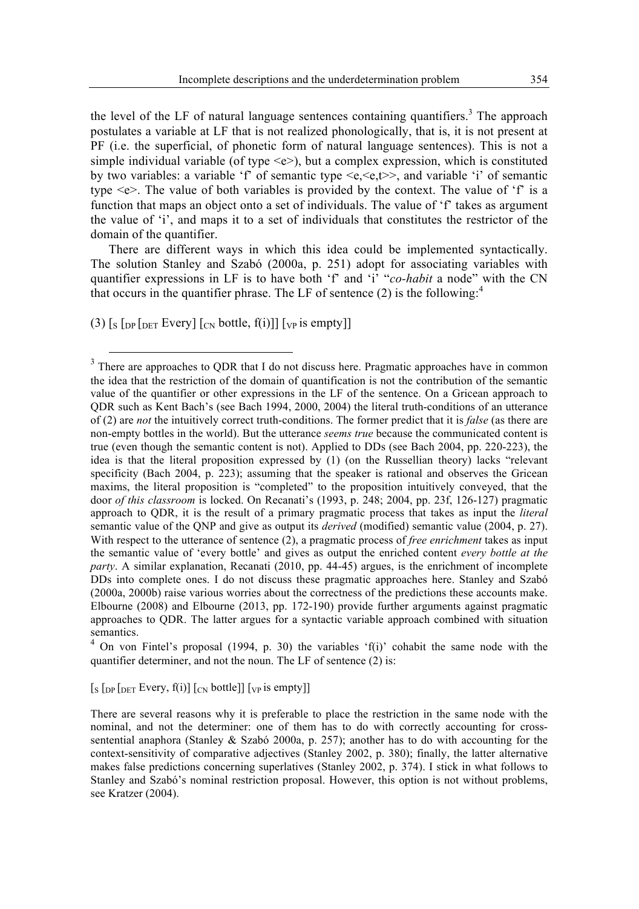the level of the LF of natural language sentences containing quantifiers.[3] The approach postulates a variable at LF that is not realized phonologically, that is, it is not present at PF (i.e. the superficial, of phonetic form of natural language sentences). This is not a simple individual variable (of type <e>), but a complex expression, which is constituted by two variables: a variable 'f' of semantic type <e,<e,t>>, and variable 'i' of semantic type <e>. The value of both variables is provided by the context. The value of 'f' is a function that maps an object onto a set of individuals. The value of 'f' takes as argument the value of 'i', and maps it to a set of individuals that constitutes the restrictor of the domain of the quantifier.

There are different ways in which this idea could be implemented syntactically. The solution Stanley and Szabó (2000a, p. 251) adopt for associating variables with quantifier expressions in LF is to have both 'f' and 'i' "*co-habit* a node" with the CN that occurs in the quantifier phrase. The LF of sentence (2) is the following:[4]

(3) $[_{S}\ [_{DP}\ [_{DET}$ Every$]\ [_{CN}$ bottle, f(i)$]]\ [_{VP}$ is empty$]]$

---

[3] There are approaches to QDR that I do not discuss here. Pragmatic approaches have in common the idea that the restriction of the domain of quantification is not the contribution of the semantic value of the quantifier or other expressions in the LF of the sentence. On a Gricean approach to QDR such as Kent Bach's (see Bach 1994, 2000, 2004) the literal truth-conditions of an utterance of (2) are *not* the intuitively correct truth-conditions. The former predict that it is *false* (as there are non-empty bottles in the world). But the utterance *seems true* because the communicated content is true (even though the semantic content is not). Applied to DDs (see Bach 2004, pp. 220-223), the idea is that the literal proposition expressed by (1) (on the Russellian theory) lacks "relevant specificity (Bach 2004, p. 223); assuming that the speaker is rational and observes the Gricean maxims, the literal proposition is "completed" to the proposition intuitively conveyed, that the door *of this classroom* is locked. On Recanati's (1993, p. 248; 2004, pp. 23f, 126-127) pragmatic approach to QDR, it is the result of a primary pragmatic process that takes as input the *literal* semantic value of the QNP and give as output its *derived* (modified) semantic value (2004, p. 27). With respect to the utterance of sentence (2), a pragmatic process of *free enrichment* takes as input the semantic value of 'every bottle' and gives as output the enriched content *every bottle at the party*. A similar explanation, Recanati (2010, pp. 44-45) argues, is the enrichment of incomplete DDs into complete ones. I do not discuss these pragmatic approaches here. Stanley and Szabó (2000a, 2000b) raise various worries about the correctness of the predictions these accounts make. Elbourne (2008) and Elbourne (2013, pp. 172-190) provide further arguments against pragmatic approaches to QDR. The latter argues for a syntactic variable approach combined with situation semantics.

[4] On von Fintel's proposal (1994, p. 30) the variables 'f(i)' cohabit the same node with the quantifier determiner, and not the noun. The LF of sentence (2) is:

$[_{S}\ [_{DP}\ [_{DET}$ Every, f(i)$]\ [_{CN}$ bottle$]]\ [_{VP}$ is empty$]]$

There are several reasons why it is preferable to place the restriction in the same node with the nominal, and not the determiner: one of them has to do with correctly accounting for cross-sentential anaphora (Stanley & Szabó 2000a, p. 257); another has to do with accounting for the context-sensitivity of comparative adjectives (Stanley 2002, p. 380); finally, the latter alternative makes false predictions concerning superlatives (Stanley 2002, p. 374). I stick in what follows to Stanley and Szabó's nominal restriction proposal. However, this option is not without problems, see Kratzer (2004).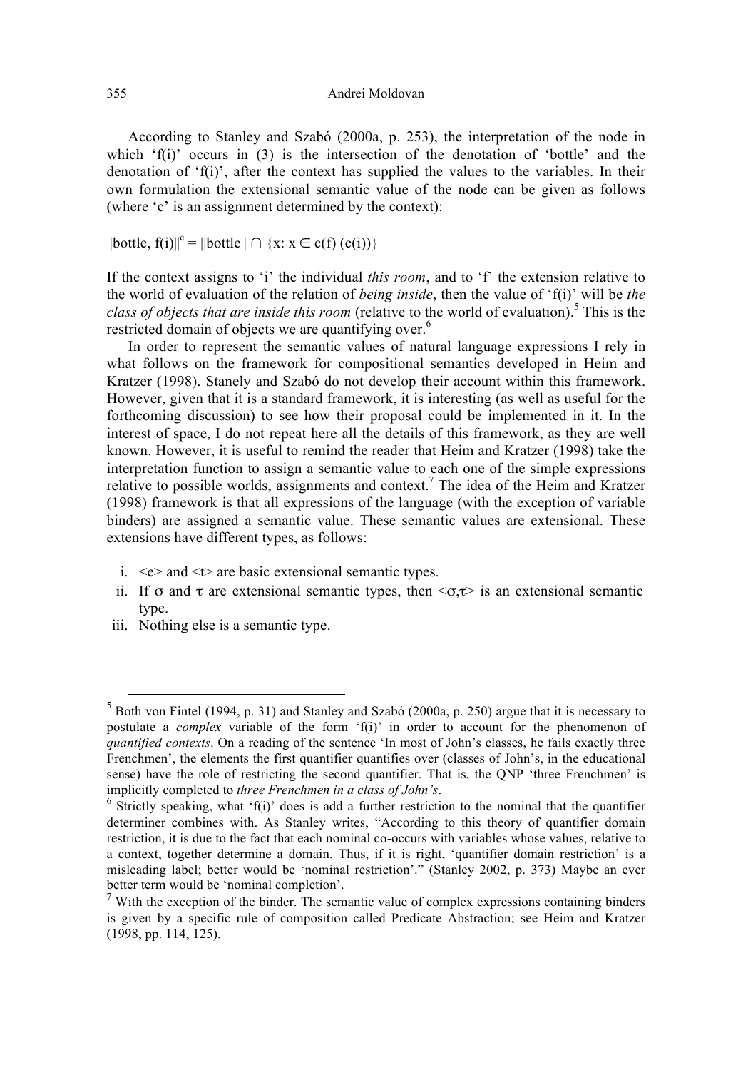According to Stanley and Szabó (2000a, p. 253), the interpretation of the node in which 'f(i)' occurs in (3) is the intersection of the denotation of 'bottle' and the denotation of 'f(i)', after the context has supplied the values to the variables. In their own formulation the extensional semantic value of the node can be given as follows (where 'c' is an assignment determined by the context):

$$||\text{bottle, f(i)}||^{c} = ||\text{bottle}|| \cap \{x: x \in c(f)\,(c(i))\}$$

If the context assigns to 'i' the individual *this room*, and to 'f' the extension relative to the world of evaluation of the relation of *being inside*, then the value of 'f(i)' will be *the class of objects that are inside this room* (relative to the world of evaluation).[5] This is the restricted domain of objects we are quantifying over.[6]

In order to represent the semantic values of natural language expressions I rely in what follows on the framework for compositional semantics developed in Heim and Kratzer (1998). Stanely and Szabó do not develop their account within this framework. However, given that it is a standard framework, it is interesting (as well as useful for the forthcoming discussion) to see how their proposal could be implemented in it. In the interest of space, I do not repeat here all the details of this framework, as they are well known. However, it is useful to remind the reader that Heim and Kratzer (1998) take the interpretation function to assign a semantic value to each one of the simple expressions relative to possible worlds, assignments and context.[7] The idea of the Heim and Kratzer (1998) framework is that all expressions of the language (with the exception of variable binders) are assigned a semantic value. These semantic values are extensional. These extensions have different types, as follows:

i. $<e>$ and $<t>$ are basic extensional semantic types.
ii. If $\sigma$ and $\tau$ are extensional semantic types, then $<\sigma,\tau>$ is an extensional semantic type.
iii. Nothing else is a semantic type.

---

[5] Both von Fintel (1994, p. 31) and Stanley and Szabó (2000a, p. 250) argue that it is necessary to postulate a *complex* variable of the form 'f(i)' in order to account for the phenomenon of *quantified contexts*. On a reading of the sentence 'In most of John's classes, he fails exactly three Frenchmen', the elements the first quantifier quantifies over (classes of John's, in the educational sense) have the role of restricting the second quantifier. That is, the QNP 'three Frenchmen' is implicitly completed to *three Frenchmen in a class of John's*.

[6] Strictly speaking, what 'f(i)' does is add a further restriction to the nominal that the quantifier determiner combines with. As Stanley writes, "According to this theory of quantifier domain restriction, it is due to the fact that each nominal co-occurs with variables whose values, relative to a context, together determine a domain. Thus, if it is right, 'quantifier domain restriction' is a misleading label; better would be 'nominal restriction'." (Stanley 2002, p. 373) Maybe an ever better term would be 'nominal completion'.

[7] With the exception of the binder. The semantic value of complex expressions containing binders is given by a specific rule of composition called Predicate Abstraction; see Heim and Kratzer (1998, pp. 114, 125).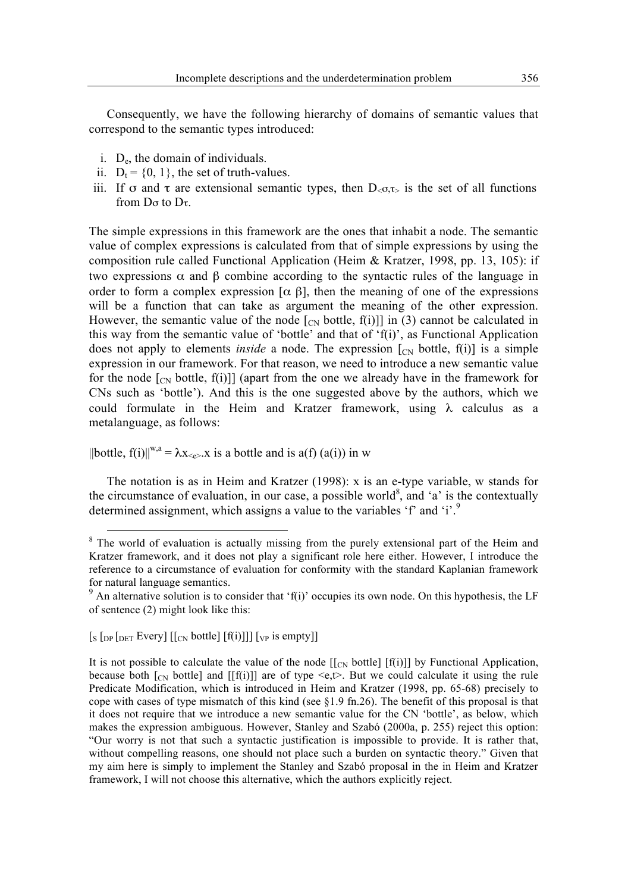Consequently, we have the following hierarchy of domains of semantic values that correspond to the semantic types introduced:

i. $D_e$, the domain of individuals.
ii. $D_t = \{0, 1\}$, the set of truth-values.
iii. If $\sigma$ and $\tau$ are extensional semantic types, then $D_{<\sigma,\tau>}$ is the set of all functions from $D\sigma$ to $D\tau$.

The simple expressions in this framework are the ones that inhabit a node. The semantic value of complex expressions is calculated from that of simple expressions by using the composition rule called Functional Application (Heim & Kratzer, 1998, pp. 13, 105): if two expressions $\alpha$ and $\beta$ combine according to the syntactic rules of the language in order to form a complex expression $[\alpha\ \beta]$, then the meaning of one of the expressions will be a function that can take as argument the meaning of the other expression. However, the semantic value of the node $[_{CN}$ bottle, f(i)]] in (3) cannot be calculated in this way from the semantic value of 'bottle' and that of 'f(i)', as Functional Application does not apply to elements *inside* a node. The expression $[_{CN}$ bottle, f(i)] is a simple expression in our framework. For that reason, we need to introduce a new semantic value for the node $[_{CN}$ bottle, f(i)]] (apart from the one we already have in the framework for CNs such as 'bottle'). And this is the one suggested above by the authors, which we could formulate in the Heim and Kratzer framework, using $\lambda$ calculus as a metalanguage, as follows:

$||\text{bottle, f(i)}||^{w,a} = \lambda x_{<e>}.x$ is a bottle and is a(f) (a(i)) in w

The notation is as in Heim and Kratzer (1998): x is an e-type variable, w stands for the circumstance of evaluation, in our case, a possible world[8], and 'a' is the contextually determined assignment, which assigns a value to the variables 'f' and 'i'.[9]

---

[8] The world of evaluation is actually missing from the purely extensional part of the Heim and Kratzer framework, and it does not play a significant role here either. However, I introduce the reference to a circumstance of evaluation for conformity with the standard Kaplanian framework for natural language semantics.

[9] An alternative solution is to consider that 'f(i)' occupies its own node. On this hypothesis, the LF of sentence (2) might look like this:

$[_S\ [_{DP}\ [_{DET}$ Every] $[[_{CN}$ bottle] [f(i)]]] $[_{VP}$ is empty]]

It is not possible to calculate the value of the node $[[_{CN}$ bottle] [f(i)]] by Functional Application, because both $[_{CN}$ bottle] and [[f(i)]] are of type <e,t>. But we could calculate it using the rule Predicate Modification, which is introduced in Heim and Kratzer (1998, pp. 65-68) precisely to cope with cases of type mismatch of this kind (see §1.9 fn.26). The benefit of this proposal is that it does not require that we introduce a new semantic value for the CN 'bottle', as below, which makes the expression ambiguous. However, Stanley and Szabó (2000a, p. 255) reject this option: "Our worry is not that such a syntactic justification is impossible to provide. It is rather that, without compelling reasons, one should not place such a burden on syntactic theory." Given that my aim here is simply to implement the Stanley and Szabó proposal in the in Heim and Kratzer framework, I will not choose this alternative, which the authors explicitly reject.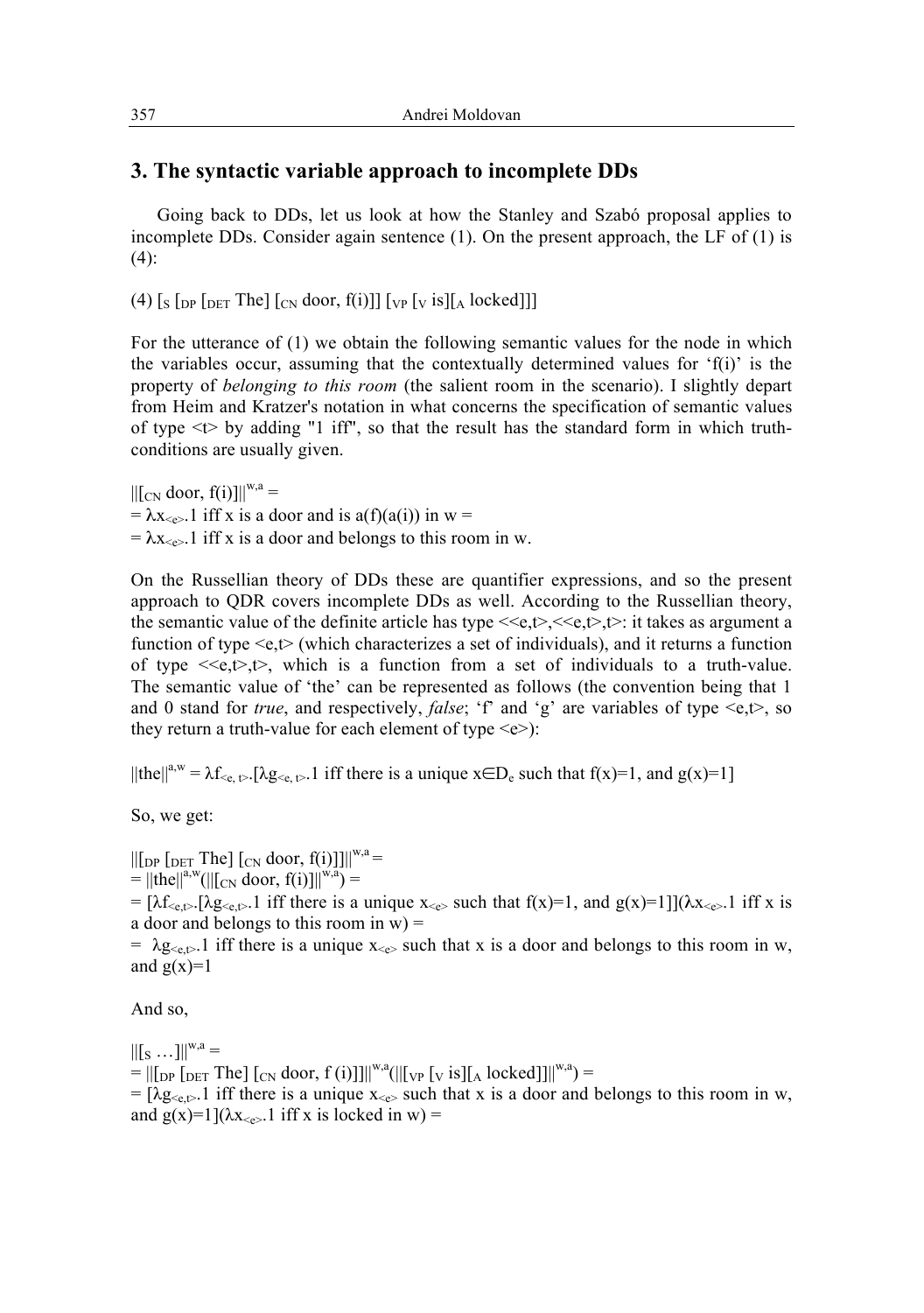## 3. The syntactic variable approach to incomplete DDs

Going back to DDs, let us look at how the Stanley and Szabó proposal applies to incomplete DDs. Consider again sentence (1). On the present approach, the LF of (1) is (4):

(4) $[_S\ [_{DP}\ [_{DET}\ \text{The}]\ [_{CN}\ \text{door, f(i)}]]\ [_{VP}\ [_V\ \text{is}][_A\ \text{locked}]]]$

For the utterance of (1) we obtain the following semantic values for the node in which the variables occur, assuming that the contextually determined values for 'f(i)' is the property of *belonging to this room* (the salient room in the scenario). I slightly depart from Heim and Kratzer's notation in what concerns the specification of semantic values of type <t> by adding "1 iff", so that the result has the standard form in which truth-conditions are usually given.

$||[_{CN}\ \text{door, f(i)}]||^{w,a} =$
$= \lambda x_{<e>}.1$ iff x is a door and is a(f)(a(i)) in w =
$= \lambda x_{<e>}.1$ iff x is a door and belongs to this room in w.

On the Russellian theory of DDs these are quantifier expressions, and so the present approach to QDR covers incomplete DDs as well. According to the Russellian theory, the semantic value of the definite article has type <<e,t>,<<e,t>,t>: it takes as argument a function of type <e,t> (which characterizes a set of individuals), and it returns a function of type <<e,t>,t>, which is a function from a set of individuals to a truth-value. The semantic value of 'the' can be represented as follows (the convention being that 1 and 0 stand for *true*, and respectively, *false*; 'f' and 'g' are variables of type <e,t>, so they return a truth-value for each element of type <e>):

$||\text{the}||^{a,w} = \lambda f_{<e,t>}.[\lambda g_{<e,t>}.1$ iff there is a unique $x \in D_e$ such that f(x)=1, and g(x)=1]

So, we get:

$||[_{DP}\ [_{DET}\ \text{The}]\ [_{CN}\ \text{door, f(i)}]]||^{w,a} =$
$= ||\text{the}||^{a,w}(||[_{CN}\ \text{door, f(i)}]||^{w,a}) =$
$= [\lambda f_{<e,t>}.[\lambda g_{<e,t>}.1$ iff there is a unique $x_{<e>}$ such that f(x)=1, and g(x)=1]]($\lambda x_{<e>}.1$ iff x is a door and belongs to this room in w) =
$= \lambda g_{<e,t>}.1$ iff there is a unique $x_{<e>}$ such that x is a door and belongs to this room in w, and g(x)=1

And so,

$||[_S\ \ldots]||^{w,a} =$
$= ||[_{DP}\ [_{DET}\ \text{The}]\ [_{CN}\ \text{door, f (i)}]]||^{w,a}(||[_{VP}\ [_V\ \text{is}][_A\ \text{locked}]]||^{w,a}) =$
$= [\lambda g_{<e,t>}.1$ iff there is a unique $x_{<e>}$ such that x is a door and belongs to this room in w, and g(x)=1]($\lambda x_{<e>}.1$ iff x is locked in w) =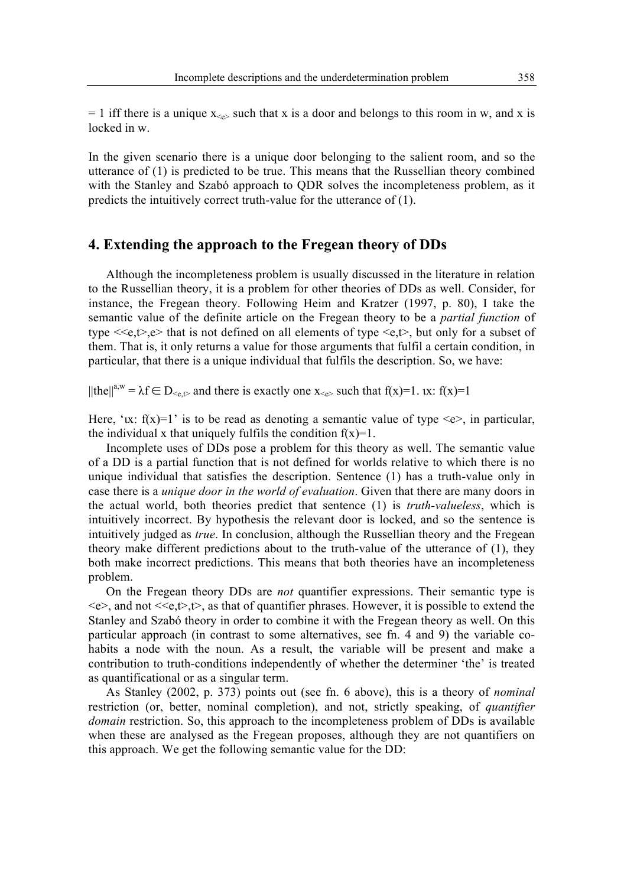= 1 iff there is a unique $x_{<e>}$ such that x is a door and belongs to this room in w, and x is locked in w.

In the given scenario there is a unique door belonging to the salient room, and so the utterance of (1) is predicted to be true. This means that the Russellian theory combined with the Stanley and Szabó approach to QDR solves the incompleteness problem, as it predicts the intuitively correct truth-value for the utterance of (1).

## 4. Extending the approach to the Fregean theory of DDs

Although the incompleteness problem is usually discussed in the literature in relation to the Russellian theory, it is a problem for other theories of DDs as well. Consider, for instance, the Fregean theory. Following Heim and Kratzer (1997, p. 80), I take the semantic value of the definite article on the Fregean theory to be a *partial function* of type <<e,t>,e> that is not defined on all elements of type <e,t>, but only for a subset of them. That is, it only returns a value for those arguments that fulfil a certain condition, in particular, that there is a unique individual that fulfils the description. So, we have:

$||\text{the}||^{a,w} = \lambda f \in D_{<e,t>}$ and there is exactly one $x_{<e>}$ such that f(x)=1. ιx: f(x)=1

Here, 'ιx: f(x)=1' is to be read as denoting a semantic value of type <e>, in particular, the individual x that uniquely fulfils the condition f(x)=1.

Incomplete uses of DDs pose a problem for this theory as well. The semantic value of a DD is a partial function that is not defined for worlds relative to which there is no unique individual that satisfies the description. Sentence (1) has a truth-value only in case there is a *unique door in the world of evaluation*. Given that there are many doors in the actual world, both theories predict that sentence (1) is *truth-valueless*, which is intuitively incorrect. By hypothesis the relevant door is locked, and so the sentence is intuitively judged as *true*. In conclusion, although the Russellian theory and the Fregean theory make different predictions about to the truth-value of the utterance of (1), they both make incorrect predictions. This means that both theories have an incompleteness problem.

On the Fregean theory DDs are *not* quantifier expressions. Their semantic type is <e>, and not <<e,t>,t>, as that of quantifier phrases. However, it is possible to extend the Stanley and Szabó theory in order to combine it with the Fregean theory as well. On this particular approach (in contrast to some alternatives, see fn. 4 and 9) the variable co-habits a node with the noun. As a result, the variable will be present and make a contribution to truth-conditions independently of whether the determiner 'the' is treated as quantificational or as a singular term.

As Stanley (2002, p. 373) points out (see fn. 6 above), this is a theory of *nominal* restriction (or, better, nominal completion), and not, strictly speaking, of *quantifier domain* restriction. So, this approach to the incompleteness problem of DDs is available when these are analysed as the Fregean proposes, although they are not quantifiers on this approach. We get the following semantic value for the DD: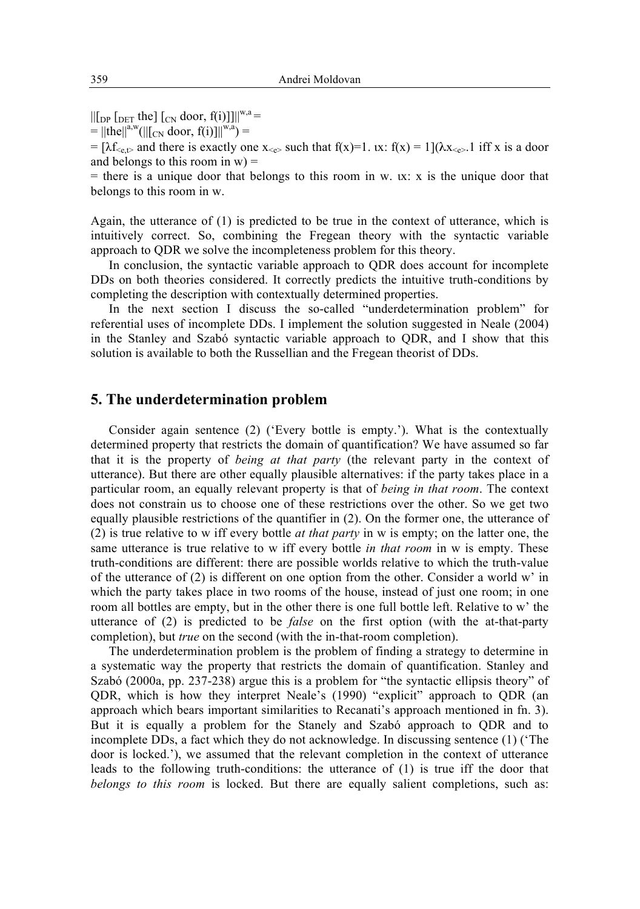$||[_{DP}\ [_{DET}\ \text{the}]\ [_{CN}\ \text{door}, f(i)]]||^{w,a} =$

$= ||\text{the}||^{a,w}(||[_{CN}\ \text{door}, f(i)]||^{w,a}) =$

$= [\lambda f_{<e,t>}$ and there is exactly one $x_{<e>}$ such that $f(x)=1$. $\iota x$: $f(x) = 1](\lambda x_{<e>}.1$ iff x is a door and belongs to this room in w) =

= there is a unique door that belongs to this room in w. ιx: x is the unique door that belongs to this room in w.

Again, the utterance of (1) is predicted to be true in the context of utterance, which is intuitively correct. So, combining the Fregean theory with the syntactic variable approach to QDR we solve the incompleteness problem for this theory.

In conclusion, the syntactic variable approach to QDR does account for incomplete DDs on both theories considered. It correctly predicts the intuitive truth-conditions by completing the description with contextually determined properties.

In the next section I discuss the so-called "underdetermination problem" for referential uses of incomplete DDs. I implement the solution suggested in Neale (2004) in the Stanley and Szabó syntactic variable approach to QDR, and I show that this solution is available to both the Russellian and the Fregean theorist of DDs.

## 5. The underdetermination problem

Consider again sentence (2) ('Every bottle is empty.'). What is the contextually determined property that restricts the domain of quantification? We have assumed so far that it is the property of *being at that party* (the relevant party in the context of utterance). But there are other equally plausible alternatives: if the party takes place in a particular room, an equally relevant property is that of *being in that room*. The context does not constrain us to choose one of these restrictions over the other. So we get two equally plausible restrictions of the quantifier in (2). On the former one, the utterance of (2) is true relative to w iff every bottle *at that party* in w is empty; on the latter one, the same utterance is true relative to w iff every bottle *in that room* in w is empty. These truth-conditions are different: there are possible worlds relative to which the truth-value of the utterance of (2) is different on one option from the other. Consider a world w' in which the party takes place in two rooms of the house, instead of just one room; in one room all bottles are empty, but in the other there is one full bottle left. Relative to w' the utterance of (2) is predicted to be *false* on the first option (with the at-that-party completion), but *true* on the second (with the in-that-room completion).

The underdetermination problem is the problem of finding a strategy to determine in a systematic way the property that restricts the domain of quantification. Stanley and Szabó (2000a, pp. 237-238) argue this is a problem for "the syntactic ellipsis theory" of QDR, which is how they interpret Neale's (1990) "explicit" approach to QDR (an approach which bears important similarities to Recanati's approach mentioned in fn. 3). But it is equally a problem for the Stanely and Szabó approach to QDR and to incomplete DDs, a fact which they do not acknowledge. In discussing sentence (1) ('The door is locked.'), we assumed that the relevant completion in the context of utterance leads to the following truth-conditions: the utterance of (1) is true iff the door that *belongs to this room* is locked. But there are equally salient completions, such as: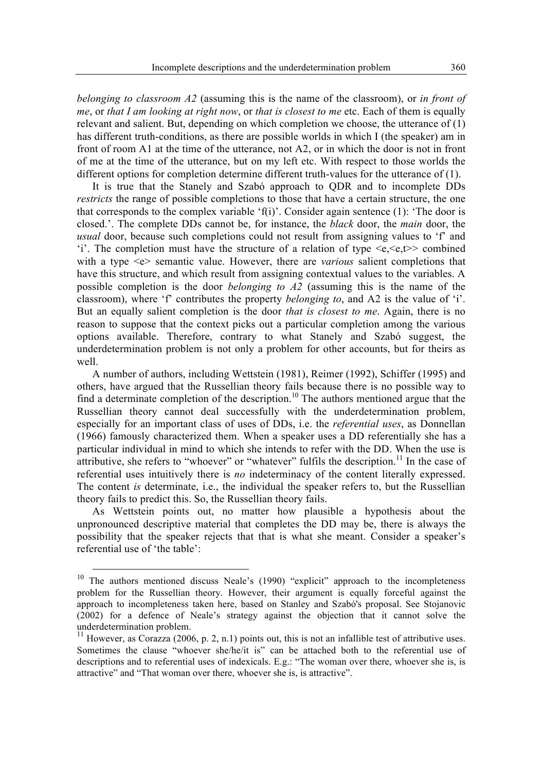*belonging to classroom A2* (assuming this is the name of the classroom), or *in front of me*, or *that I am looking at right now*, or *that is closest to me* etc. Each of them is equally relevant and salient. But, depending on which completion we choose, the utterance of (1) has different truth-conditions, as there are possible worlds in which I (the speaker) am in front of room A1 at the time of the utterance, not A2, or in which the door is not in front of me at the time of the utterance, but on my left etc. With respect to those worlds the different options for completion determine different truth-values for the utterance of (1).

It is true that the Stanely and Szabó approach to QDR and to incomplete DDs *restricts* the range of possible completions to those that have a certain structure, the one that corresponds to the complex variable 'f(i)'. Consider again sentence (1): 'The door is closed.'. The complete DDs cannot be, for instance, the *black* door, the *main* door, the *usual* door, because such completions could not result from assigning values to 'f' and 'i'. The completion must have the structure of a relation of type <e,<e,t>> combined with a type <e> semantic value. However, there are *various* salient completions that have this structure, and which result from assigning contextual values to the variables. A possible completion is the door *belonging to A2* (assuming this is the name of the classroom), where 'f' contributes the property *belonging to*, and A2 is the value of 'i'. But an equally salient completion is the door *that is closest to me*. Again, there is no reason to suppose that the context picks out a particular completion among the various options available. Therefore, contrary to what Stanely and Szabó suggest, the underdetermination problem is not only a problem for other accounts, but for theirs as well.

A number of authors, including Wettstein (1981), Reimer (1992), Schiffer (1995) and others, have argued that the Russellian theory fails because there is no possible way to find a determinate completion of the description.[10] The authors mentioned argue that the Russellian theory cannot deal successfully with the underdetermination problem, especially for an important class of uses of DDs, i.e. the *referential uses*, as Donnellan (1966) famously characterized them. When a speaker uses a DD referentially she has a particular individual in mind to which she intends to refer with the DD. When the use is attributive, she refers to "whoever" or "whatever" fulfils the description.[11] In the case of referential uses intuitively there is *no* indeterminacy of the content literally expressed. The content *is* determinate, i.e., the individual the speaker refers to, but the Russellian theory fails to predict this. So, the Russellian theory fails.

As Wettstein points out, no matter how plausible a hypothesis about the unpronounced descriptive material that completes the DD may be, there is always the possibility that the speaker rejects that that is what she meant. Consider a speaker's referential use of 'the table':

---

[10] The authors mentioned discuss Neale's (1990) "explicit" approach to the incompleteness problem for the Russellian theory. However, their argument is equally forceful against the approach to incompleteness taken here, based on Stanley and Szabó's proposal. See Stojanovic (2002) for a defence of Neale's strategy against the objection that it cannot solve the underdetermination problem.

[11] However, as Corazza (2006, p. 2, n.1) points out, this is not an infallible test of attributive uses. Sometimes the clause "whoever she/he/it is" can be attached both to the referential use of descriptions and to referential uses of indexicals. E.g.: "The woman over there, whoever she is, is attractive" and "That woman over there, whoever she is, is attractive".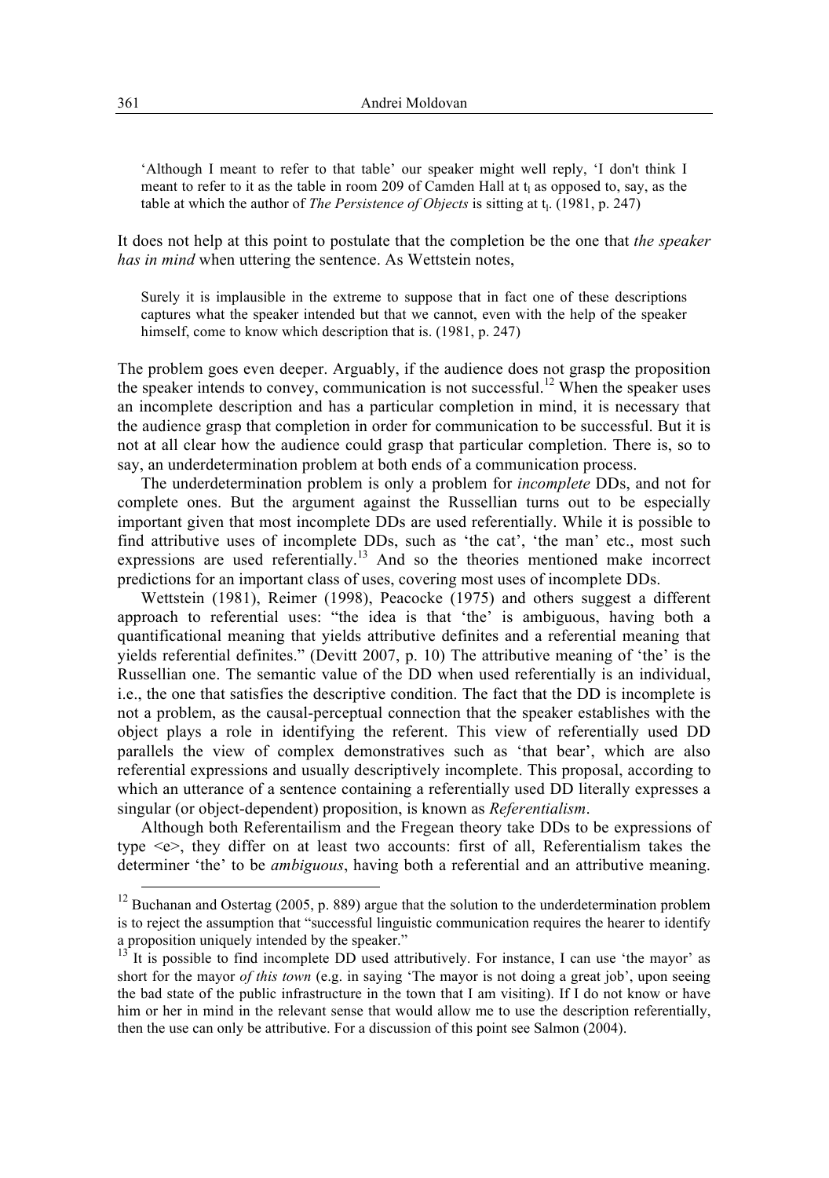> 'Although I meant to refer to that table' our speaker might well reply, 'I don't think I meant to refer to it as the table in room 209 of Camden Hall at $t_l$ as opposed to, say, as the table at which the author of *The Persistence of Objects* is sitting at $t_l$. (1981, p. 247)

It does not help at this point to postulate that the completion be the one that *the speaker has in mind* when uttering the sentence. As Wettstein notes,

> Surely it is implausible in the extreme to suppose that in fact one of these descriptions captures what the speaker intended but that we cannot, even with the help of the speaker himself, come to know which description that is. (1981, p. 247)

The problem goes even deeper. Arguably, if the audience does not grasp the proposition the speaker intends to convey, communication is not successful.[12] When the speaker uses an incomplete description and has a particular completion in mind, it is necessary that the audience grasp that completion in order for communication to be successful. But it is not at all clear how the audience could grasp that particular completion. There is, so to say, an underdetermination problem at both ends of a communication process.

The underdetermination problem is only a problem for *incomplete* DDs, and not for complete ones. But the argument against the Russellian turns out to be especially important given that most incomplete DDs are used referentially. While it is possible to find attributive uses of incomplete DDs, such as 'the cat', 'the man' etc., most such expressions are used referentially.[13] And so the theories mentioned make incorrect predictions for an important class of uses, covering most uses of incomplete DDs.

Wettstein (1981), Reimer (1998), Peacocke (1975) and others suggest a different approach to referential uses: "the idea is that 'the' is ambiguous, having both a quantificational meaning that yields attributive definites and a referential meaning that yields referential definites." (Devitt 2007, p. 10) The attributive meaning of 'the' is the Russellian one. The semantic value of the DD when used referentially is an individual, i.e., the one that satisfies the descriptive condition. The fact that the DD is incomplete is not a problem, as the causal-perceptual connection that the speaker establishes with the object plays a role in identifying the referent. This view of referentially used DD parallels the view of complex demonstratives such as 'that bear', which are also referential expressions and usually descriptively incomplete. This proposal, according to which an utterance of a sentence containing a referentially used DD literally expresses a singular (or object-dependent) proposition, is known as *Referentialism*.

Although both Referentailism and the Fregean theory take DDs to be expressions of type <e>, they differ on at least two accounts: first of all, Referentialism takes the determiner 'the' to be *ambiguous*, having both a referential and an attributive meaning.

---

[12] Buchanan and Ostertag (2005, p. 889) argue that the solution to the underdetermination problem is to reject the assumption that "successful linguistic communication requires the hearer to identify a proposition uniquely intended by the speaker."

[13] It is possible to find incomplete DD used attributively. For instance, I can use 'the mayor' as short for the mayor *of this town* (e.g. in saying 'The mayor is not doing a great job', upon seeing the bad state of the public infrastructure in the town that I am visiting). If I do not know or have him or her in mind in the relevant sense that would allow me to use the description referentially, then the use can only be attributive. For a discussion of this point see Salmon (2004).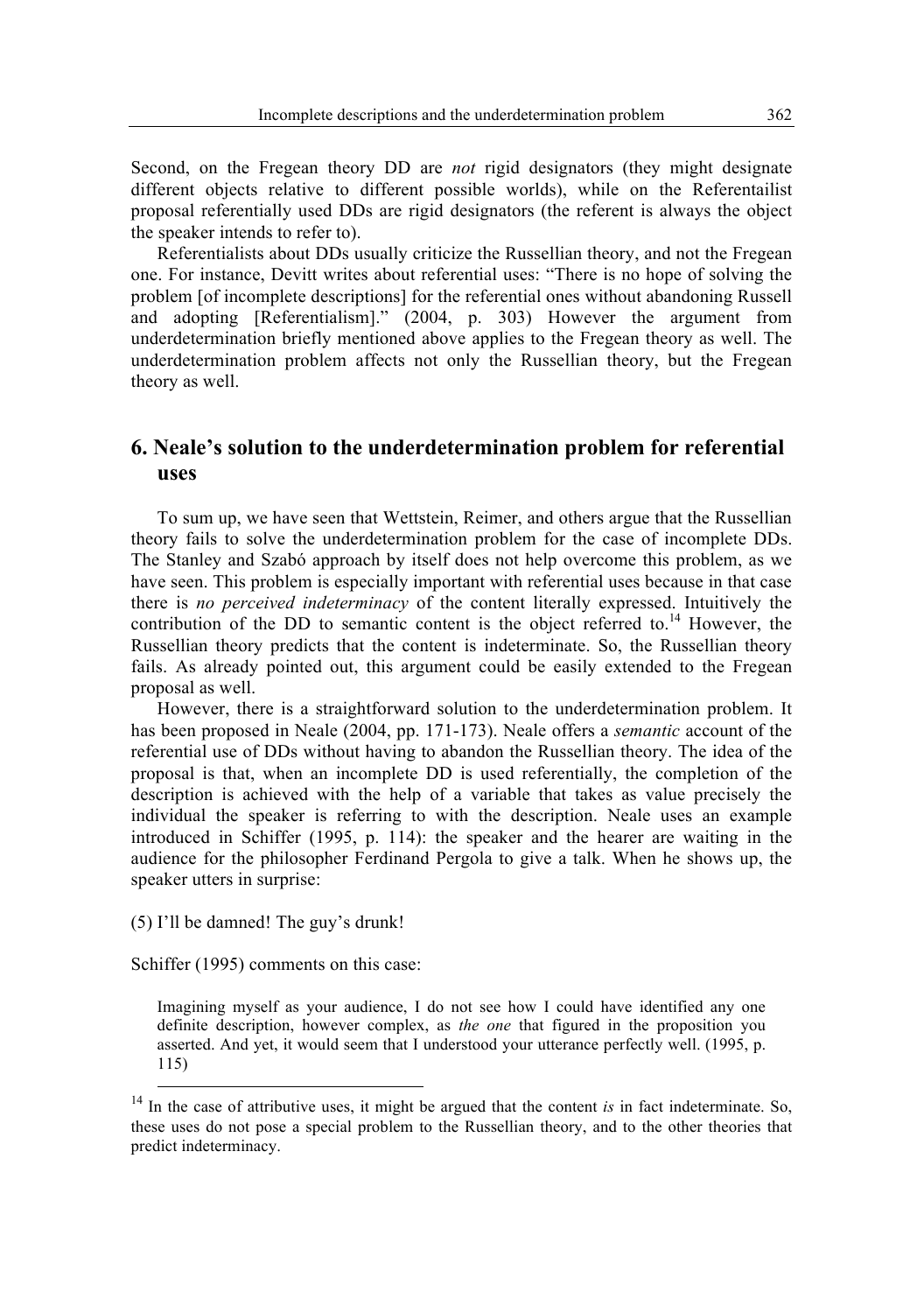Second, on the Fregean theory DD are *not* rigid designators (they might designate different objects relative to different possible worlds), while on the Referentailist proposal referentially used DDs are rigid designators (the referent is always the object the speaker intends to refer to).

Referentialists about DDs usually criticize the Russellian theory, and not the Fregean one. For instance, Devitt writes about referential uses: "There is no hope of solving the problem [of incomplete descriptions] for the referential ones without abandoning Russell and adopting [Referentialism]." (2004, p. 303) However the argument from underdetermination briefly mentioned above applies to the Fregean theory as well. The underdetermination problem affects not only the Russellian theory, but the Fregean theory as well.

## 6. Neale's solution to the underdetermination problem for referential uses

To sum up, we have seen that Wettstein, Reimer, and others argue that the Russellian theory fails to solve the underdetermination problem for the case of incomplete DDs. The Stanley and Szabó approach by itself does not help overcome this problem, as we have seen. This problem is especially important with referential uses because in that case there is *no perceived indeterminacy* of the content literally expressed. Intuitively the contribution of the DD to semantic content is the object referred to.[14] However, the Russellian theory predicts that the content is indeterminate. So, the Russellian theory fails. As already pointed out, this argument could be easily extended to the Fregean proposal as well.

However, there is a straightforward solution to the underdetermination problem. It has been proposed in Neale (2004, pp. 171-173). Neale offers a *semantic* account of the referential use of DDs without having to abandon the Russellian theory. The idea of the proposal is that, when an incomplete DD is used referentially, the completion of the description is achieved with the help of a variable that takes as value precisely the individual the speaker is referring to with the description. Neale uses an example introduced in Schiffer (1995, p. 114): the speaker and the hearer are waiting in the audience for the philosopher Ferdinand Pergola to give a talk. When he shows up, the speaker utters in surprise:

(5) I'll be damned! The guy's drunk!

Schiffer (1995) comments on this case:

> Imagining myself as your audience, I do not see how I could have identified any one definite description, however complex, as *the one* that figured in the proposition you asserted. And yet, it would seem that I understood your utterance perfectly well. (1995, p. 115)

---

[14] In the case of attributive uses, it might be argued that the content *is* in fact indeterminate. So, these uses do not pose a special problem to the Russellian theory, and to the other theories that predict indeterminacy.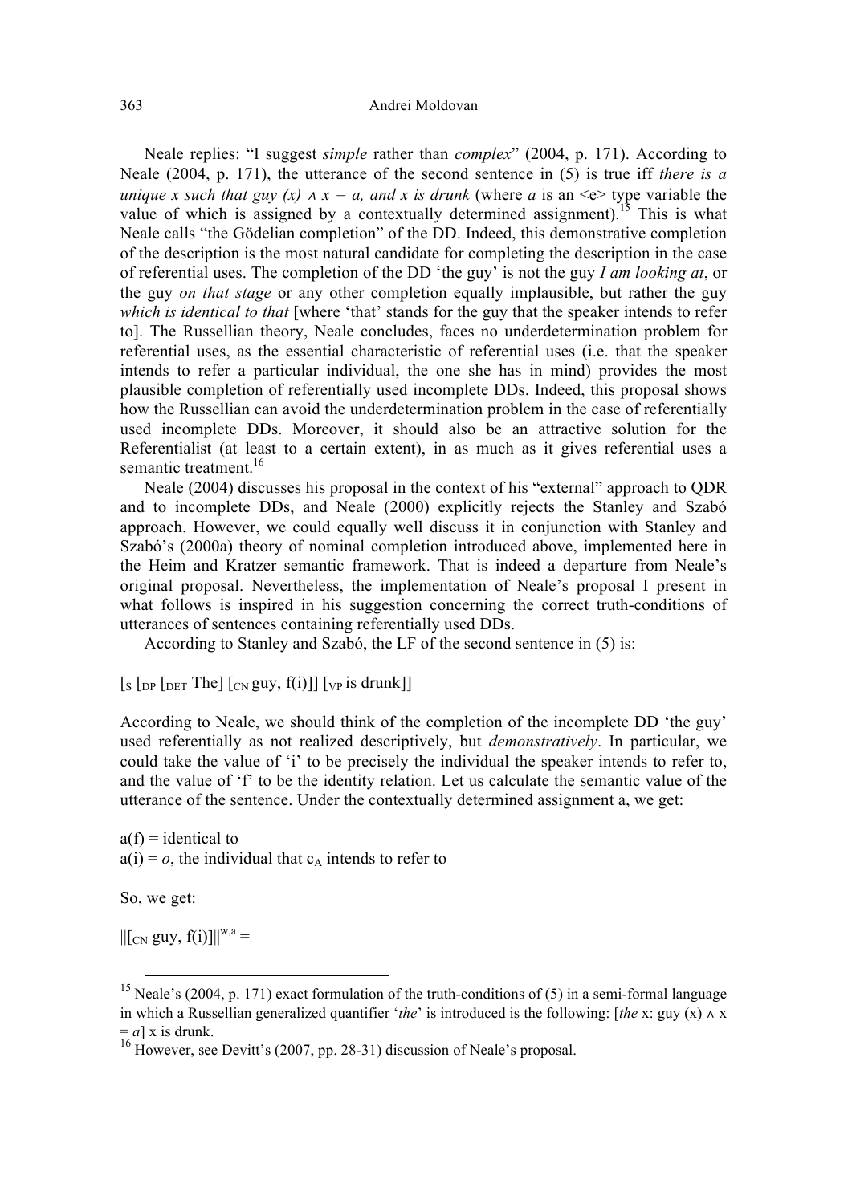Neale replies: "I suggest *simple* rather than *complex*" (2004, p. 171). According to Neale (2004, p. 171), the utterance of the second sentence in (5) is true iff *there is a unique x such that guy (x) ∧ x = a, and x is drunk* (where *a* is an <e> type variable the value of which is assigned by a contextually determined assignment).[15] This is what Neale calls "the Gödelian completion" of the DD. Indeed, this demonstrative completion of the description is the most natural candidate for completing the description in the case of referential uses. The completion of the DD 'the guy' is not the guy *I am looking at*, or the guy *on that stage* or any other completion equally implausible, but rather the guy *which is identical to that* [where 'that' stands for the guy that the speaker intends to refer to]. The Russellian theory, Neale concludes, faces no underdetermination problem for referential uses, as the essential characteristic of referential uses (i.e. that the speaker intends to refer a particular individual, the one she has in mind) provides the most plausible completion of referentially used incomplete DDs. Indeed, this proposal shows how the Russellian can avoid the underdetermination problem in the case of referentially used incomplete DDs. Moreover, it should also be an attractive solution for the Referentialist (at least to a certain extent), in as much as it gives referential uses a semantic treatment.[16]

Neale (2004) discusses his proposal in the context of his "external" approach to QDR and to incomplete DDs, and Neale (2000) explicitly rejects the Stanley and Szabó approach. However, we could equally well discuss it in conjunction with Stanley and Szabó's (2000a) theory of nominal completion introduced above, implemented here in the Heim and Kratzer semantic framework. That is indeed a departure from Neale's original proposal. Nevertheless, the implementation of Neale's proposal I present in what follows is inspired in his suggestion concerning the correct truth-conditions of utterances of sentences containing referentially used DDs.

According to Stanley and Szabó, the LF of the second sentence in (5) is:

$[_S\ [_{DP}\ [_{DET}\ \text{The}]\ [_{CN}\ \text{guy, f(i)}]]\ [_{VP}\ \text{is drunk}]]$

According to Neale, we should think of the completion of the incomplete DD 'the guy' used referentially as not realized descriptively, but *demonstratively*. In particular, we could take the value of 'i' to be precisely the individual the speaker intends to refer to, and the value of 'f' to be the identity relation. Let us calculate the semantic value of the utterance of the sentence. Under the contextually determined assignment a, we get:

a(f) = identical to
a(i) = *o*, the individual that $c_A$ intends to refer to

So, we get:

$||[_{CN}\ \text{guy, f(i)}]||^{w,a} =$

---

[15] Neale's (2004, p. 171) exact formulation of the truth-conditions of (5) in a semi-formal language in which a Russellian generalized quantifier '*the*' is introduced is the following: [*the* x: guy (x) ∧ x = *a*] x is drunk.

[16] However, see Devitt's (2007, pp. 28-31) discussion of Neale's proposal.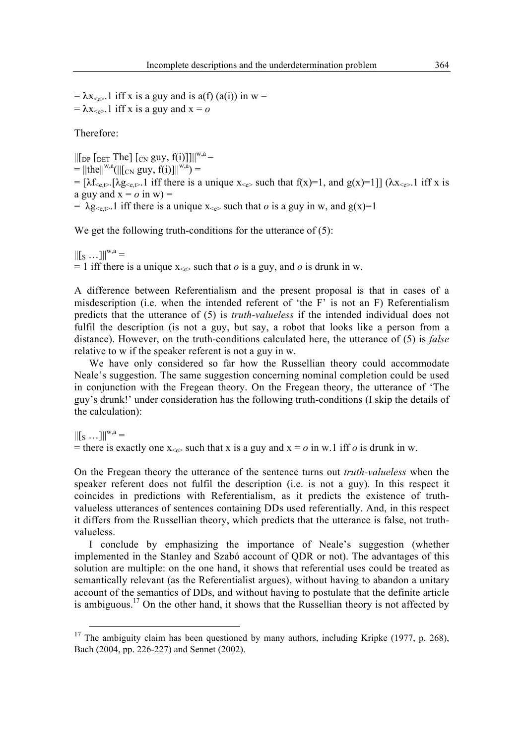$= \lambda x_{<e>}.1$ iff x is a guy and is a(f) (a(i)) in w =
$= \lambda x_{<e>}.1$ iff x is a guy and x = *o*

Therefore:

$\|[_{DP} [_{DET}$ The] $[_{CN}$ guy, f(i)]]$\|^{w,a}$ =
$= \|$the$\|^{w,a}(\|[_{CN}$ guy, f(i)]$\|^{w,a})$ =
$= [\lambda f_{<e,t>}.[\lambda g_{<e,t>}.1$ iff there is a unique $x_{<e>}$ such that f(x)=1, and g(x)=1]] ($\lambda x_{<e>}.1$ iff x is a guy and x = *o* in w) =
$= \lambda g_{<e,t>}.1$ iff there is a unique $x_{<e>}$ such that *o* is a guy in w, and g(x)=1

We get the following truth-conditions for the utterance of (5):

$\|[_S \ldots]\|^{w,a}$ =
= 1 iff there is a unique $x_{<e>}$ such that *o* is a guy, and *o* is drunk in w.

A difference between Referentialism and the present proposal is that in cases of a misdescription (i.e. when the intended referent of 'the F' is not an F) Referentialism predicts that the utterance of (5) is *truth-valueless* if the intended individual does not fulfil the description (is not a guy, but say, a robot that looks like a person from a distance). However, on the truth-conditions calculated here, the utterance of (5) is *false* relative to w if the speaker referent is not a guy in w.

We have only considered so far how the Russellian theory could accommodate Neale's suggestion. The same suggestion concerning nominal completion could be used in conjunction with the Fregean theory. On the Fregean theory, the utterance of 'The guy's drunk!' under consideration has the following truth-conditions (I skip the details of the calculation):

$\|[_S \ldots]\|^{w,a}$ =
= there is exactly one $x_{<e>}$ such that x is a guy and x = *o* in w.1 iff *o* is drunk in w.

On the Fregean theory the utterance of the sentence turns out *truth-valueless* when the speaker referent does not fulfil the description (i.e. is not a guy). In this respect it coincides in predictions with Referentialism, as it predicts the existence of truth-valueless utterances of sentences containing DDs used referentially. And, in this respect it differs from the Russellian theory, which predicts that the utterance is false, not truth-valueless.

I conclude by emphasizing the importance of Neale's suggestion (whether implemented in the Stanley and Szabó account of QDR or not). The advantages of this solution are multiple: on the one hand, it shows that referential uses could be treated as semantically relevant (as the Referentialist argues), without having to abandon a unitary account of the semantics of DDs, and without having to postulate that the definite article is ambiguous.[17] On the other hand, it shows that the Russellian theory is not affected by

[17] The ambiguity claim has been questioned by many authors, including Kripke (1977, p. 268), Bach (2004, pp. 226-227) and Sennet (2002).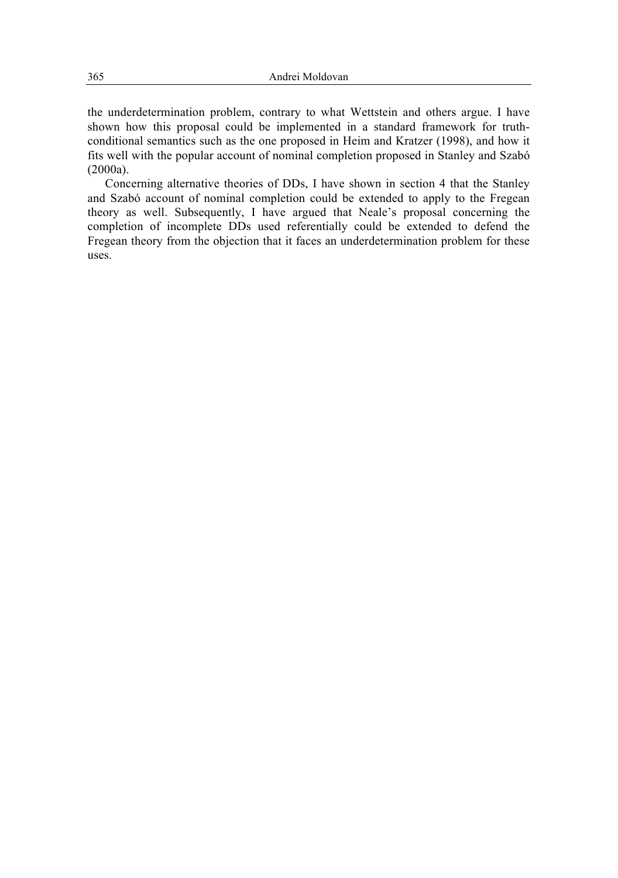the underdetermination problem, contrary to what Wettstein and others argue. I have shown how this proposal could be implemented in a standard framework for truth-conditional semantics such as the one proposed in Heim and Kratzer (1998), and how it fits well with the popular account of nominal completion proposed in Stanley and Szabó (2000a).

Concerning alternative theories of DDs, I have shown in section 4 that the Stanley and Szabó account of nominal completion could be extended to apply to the Fregean theory as well. Subsequently, I have argued that Neale's proposal concerning the completion of incomplete DDs used referentially could be extended to defend the Fregean theory from the objection that it faces an underdetermination problem for these uses.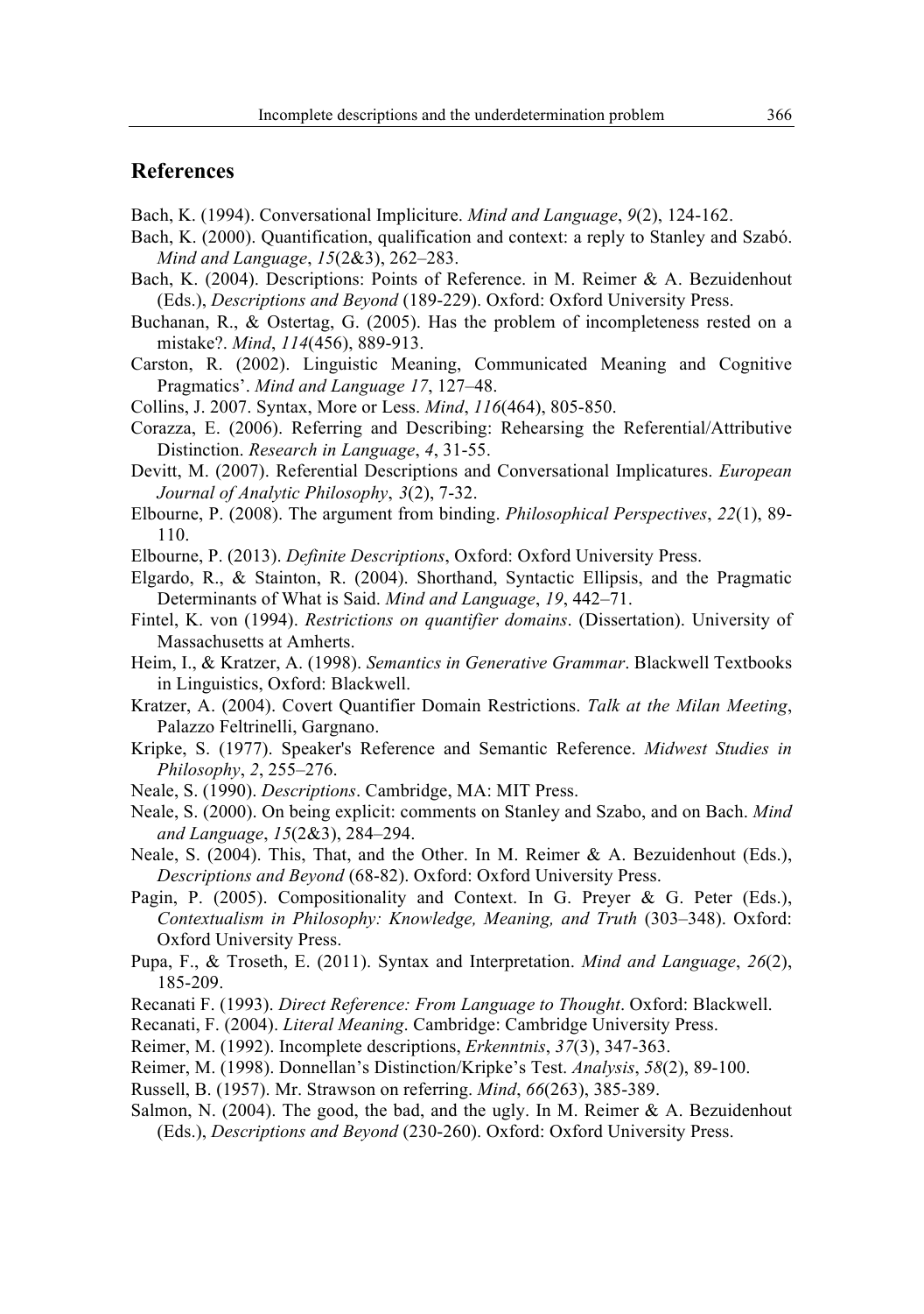## References

Bach, K. (1994). Conversational Impliciture. *Mind and Language*, *9*(2), 124-162.

Bach, K. (2000). Quantification, qualification and context: a reply to Stanley and Szabó. *Mind and Language*, *15*(2&3), 262–283.

Bach, K. (2004). Descriptions: Points of Reference. in M. Reimer & A. Bezuidenhout (Eds.), *Descriptions and Beyond* (189-229). Oxford: Oxford University Press.

Buchanan, R., & Ostertag, G. (2005). Has the problem of incompleteness rested on a mistake?. *Mind*, *114*(456), 889-913.

Carston, R. (2002). Linguistic Meaning, Communicated Meaning and Cognitive Pragmatics'. *Mind and Language 17*, 127–48.

Collins, J. 2007. Syntax, More or Less. *Mind*, *116*(464), 805-850.

Corazza, E. (2006). Referring and Describing: Rehearsing the Referential/Attributive Distinction. *Research in Language*, *4*, 31-55.

Devitt, M. (2007). Referential Descriptions and Conversational Implicatures. *European Journal of Analytic Philosophy*, *3*(2), 7-32.

Elbourne, P. (2008). The argument from binding. *Philosophical Perspectives*, *22*(1), 89-110.

Elbourne, P. (2013). *Definite Descriptions*, Oxford: Oxford University Press.

Elgardo, R., & Stainton, R. (2004). Shorthand, Syntactic Ellipsis, and the Pragmatic Determinants of What is Said. *Mind and Language*, *19*, 442–71.

Fintel, K. von (1994). *Restrictions on quantifier domains*. (Dissertation). University of Massachusetts at Amherts.

Heim, I., & Kratzer, A. (1998). *Semantics in Generative Grammar*. Blackwell Textbooks in Linguistics, Oxford: Blackwell.

Kratzer, A. (2004). Covert Quantifier Domain Restrictions. *Talk at the Milan Meeting*, Palazzo Feltrinelli, Gargnano.

Kripke, S. (1977). Speaker's Reference and Semantic Reference. *Midwest Studies in Philosophy*, *2*, 255–276.

Neale, S. (1990). *Descriptions*. Cambridge, MA: MIT Press.

Neale, S. (2000). On being explicit: comments on Stanley and Szabo, and on Bach. *Mind and Language*, *15*(2&3), 284–294.

Neale, S. (2004). This, That, and the Other. In M. Reimer & A. Bezuidenhout (Eds.), *Descriptions and Beyond* (68-82). Oxford: Oxford University Press.

Pagin, P. (2005). Compositionality and Context. In G. Preyer & G. Peter (Eds.), *Contextualism in Philosophy: Knowledge, Meaning, and Truth* (303–348). Oxford: Oxford University Press.

Pupa, F., & Troseth, E. (2011). Syntax and Interpretation. *Mind and Language*, *26*(2), 185-209.

Recanati F. (1993). *Direct Reference: From Language to Thought*. Oxford: Blackwell.

Recanati, F. (2004). *Literal Meaning*. Cambridge: Cambridge University Press.

Reimer, M. (1992). Incomplete descriptions, *Erkenntnis*, *37*(3), 347-363.

Reimer, M. (1998). Donnellan's Distinction/Kripke's Test. *Analysis*, *58*(2), 89-100.

Russell, B. (1957). Mr. Strawson on referring. *Mind*, *66*(263), 385-389.

Salmon, N. (2004). The good, the bad, and the ugly. In M. Reimer & A. Bezuidenhout (Eds.), *Descriptions and Beyond* (230-260). Oxford: Oxford University Press.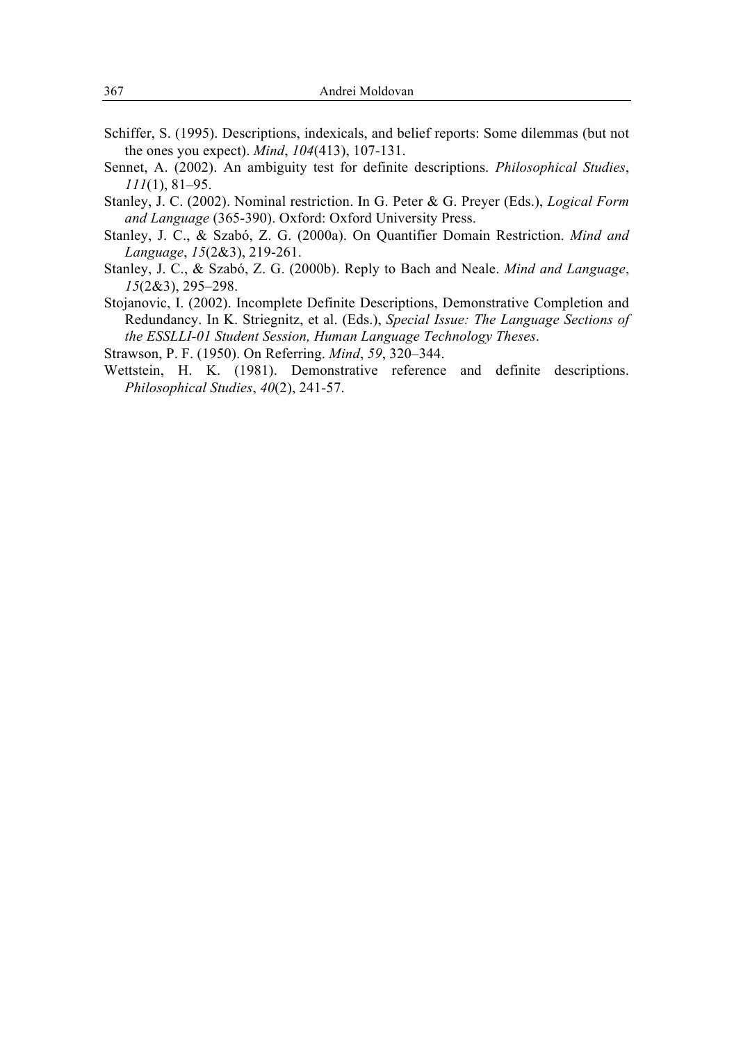Schiffer, S. (1995). Descriptions, indexicals, and belief reports: Some dilemmas (but not the ones you expect). *Mind*, *104*(413), 107-131.

Sennet, A. (2002). An ambiguity test for definite descriptions. *Philosophical Studies*, *111*(1), 81–95.

Stanley, J. C. (2002). Nominal restriction. In G. Peter & G. Preyer (Eds.), *Logical Form and Language* (365-390). Oxford: Oxford University Press.

Stanley, J. C., & Szabó, Z. G. (2000a). On Quantifier Domain Restriction. *Mind and Language*, *15*(2&3), 219-261.

Stanley, J. C., & Szabó, Z. G. (2000b). Reply to Bach and Neale. *Mind and Language*, *15*(2&3), 295–298.

Stojanovic, I. (2002). Incomplete Definite Descriptions, Demonstrative Completion and Redundancy. In K. Striegnitz, et al. (Eds.), *Special Issue: The Language Sections of the ESSLLI-01 Student Session, Human Language Technology Theses*.

Strawson, P. F. (1950). On Referring. *Mind*, *59*, 320–344.

Wettstein, H. K. (1981). Demonstrative reference and definite descriptions. *Philosophical Studies*, *40*(2), 241-57.